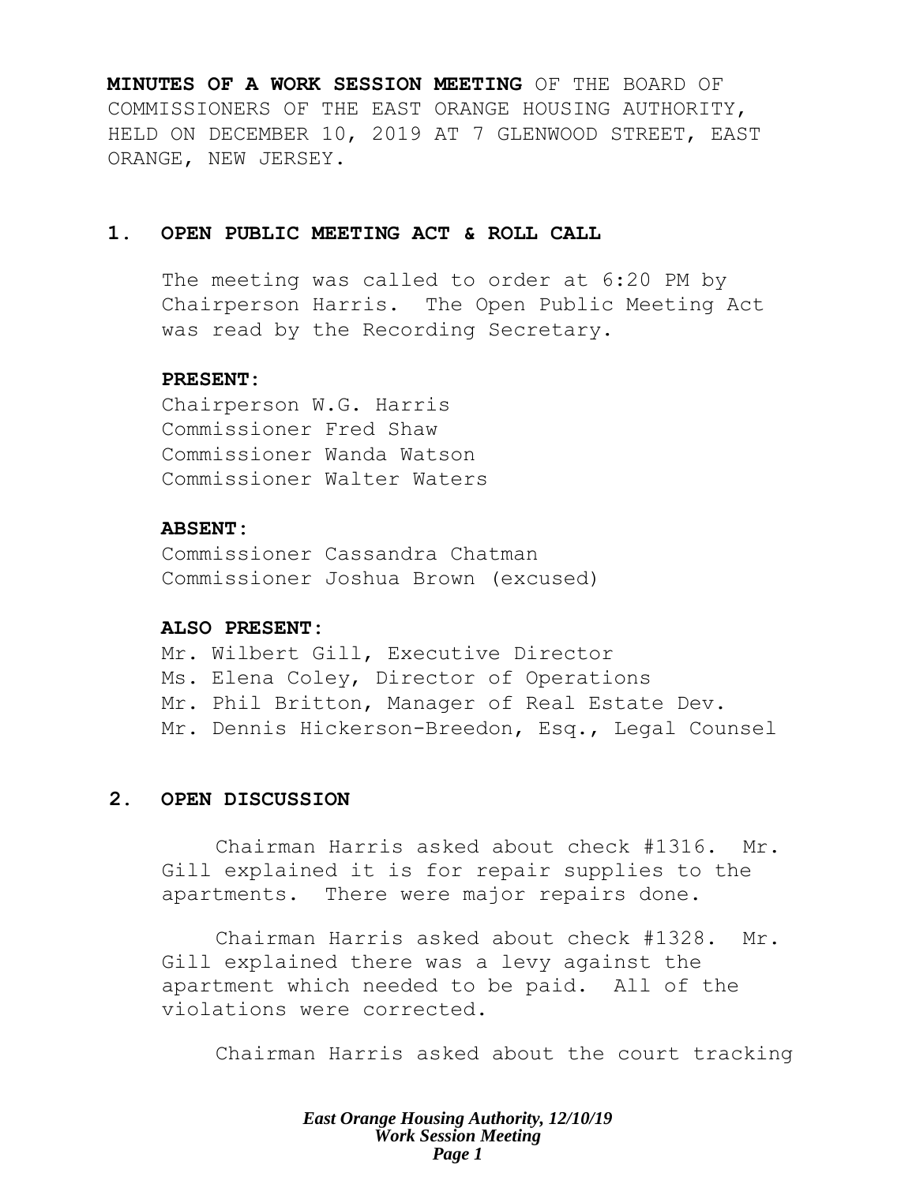**MINUTES OF A WORK SESSION MEETING** OF THE BOARD OF COMMISSIONERS OF THE EAST ORANGE HOUSING AUTHORITY, HELD ON DECEMBER 10, 2019 AT 7 GLENWOOD STREET, EAST ORANGE, NEW JERSEY.

## 1. OPEN PUBLIC MEETING ACT & ROLL CALL

The meeting was called to order at 6:20 PM by Chairperson Harris. The Open Public Meeting Act was read by the Recording Secretary.

**PRESENT:**
Chairperson W.G. Harris
Commissioner Fred Shaw
Commissioner Wanda Watson
Commissioner Walter Waters

**ABSENT:**
Commissioner Cassandra Chatman
Commissioner Joshua Brown (excused)

**ALSO PRESENT:**
Mr. Wilbert Gill, Executive Director
Ms. Elena Coley, Director of Operations
Mr. Phil Britton, Manager of Real Estate Dev.
Mr. Dennis Hickerson-Breedon, Esq., Legal Counsel

## 2. OPEN DISCUSSION

Chairman Harris asked about check #1316. Mr. Gill explained it is for repair supplies to the apartments. There were major repairs done.

Chairman Harris asked about check #1328. Mr. Gill explained there was a levy against the apartment which needed to be paid. All of the violations were corrected.

Chairman Harris asked about the court tracking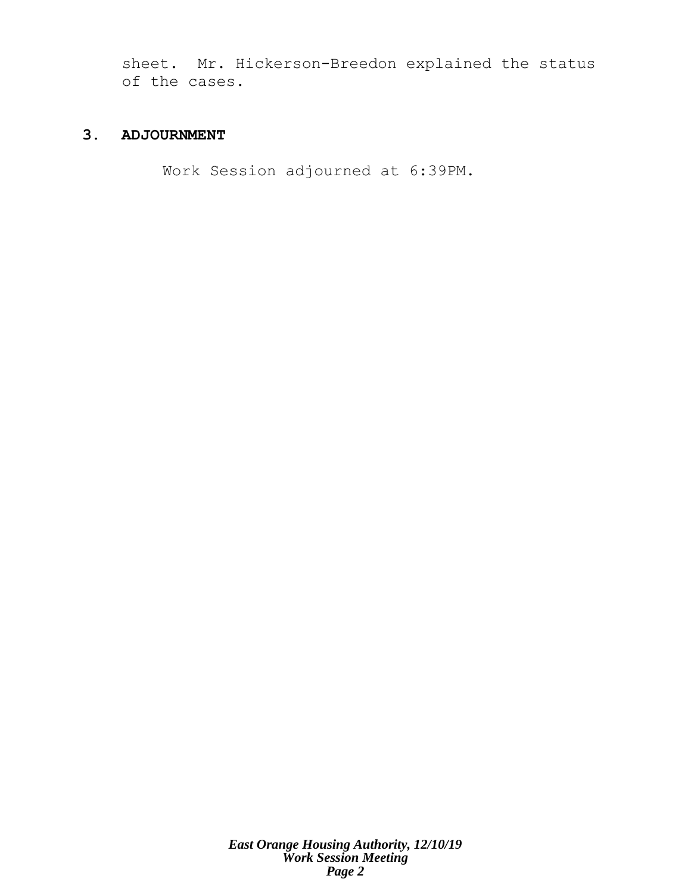sheet. Mr. Hickerson-Breedon explained the status of the cases.

## 3. ADJOURNMENT

Work Session adjourned at 6:39PM.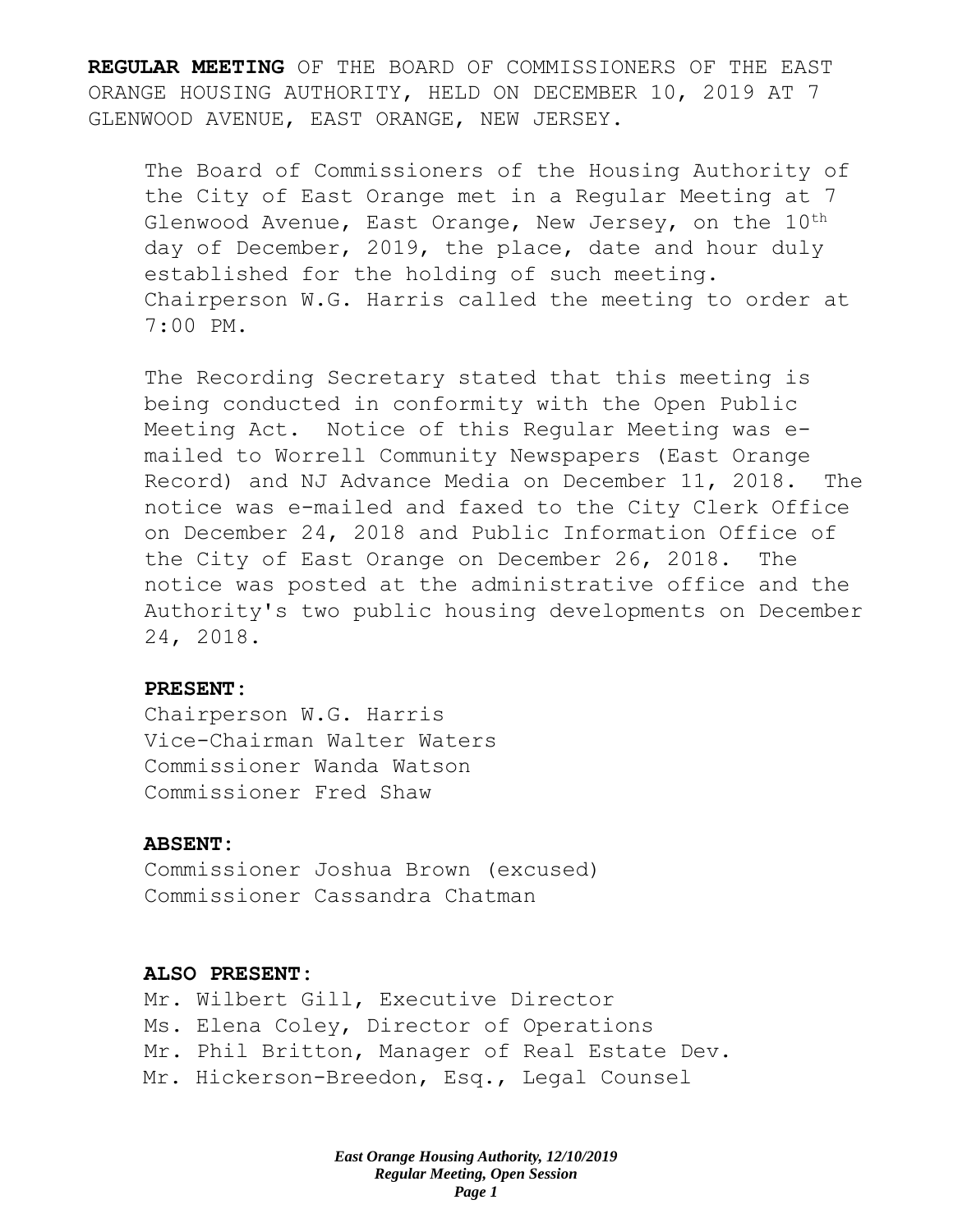**REGULAR MEETING** OF THE BOARD OF COMMISSIONERS OF THE EAST ORANGE HOUSING AUTHORITY, HELD ON DECEMBER 10, 2019 AT 7 GLENWOOD AVENUE, EAST ORANGE, NEW JERSEY.

The Board of Commissioners of the Housing Authority of the City of East Orange met in a Regular Meeting at 7 Glenwood Avenue, East Orange, New Jersey, on the 10th day of December, 2019, the place, date and hour duly established for the holding of such meeting. Chairperson W.G. Harris called the meeting to order at 7:00 PM.

The Recording Secretary stated that this meeting is being conducted in conformity with the Open Public Meeting Act. Notice of this Regular Meeting was e-mailed to Worrell Community Newspapers (East Orange Record) and NJ Advance Media on December 11, 2018. The notice was e-mailed and faxed to the City Clerk Office on December 24, 2018 and Public Information Office of the City of East Orange on December 26, 2018. The notice was posted at the administrative office and the Authority's two public housing developments on December 24, 2018.

**PRESENT:**

Chairperson W.G. Harris
Vice-Chairman Walter Waters
Commissioner Wanda Watson
Commissioner Fred Shaw

**ABSENT:**

Commissioner Joshua Brown (excused)
Commissioner Cassandra Chatman

**ALSO PRESENT:**

Mr. Wilbert Gill, Executive Director
Ms. Elena Coley, Director of Operations
Mr. Phil Britton, Manager of Real Estate Dev.
Mr. Hickerson-Breedon, Esq., Legal Counsel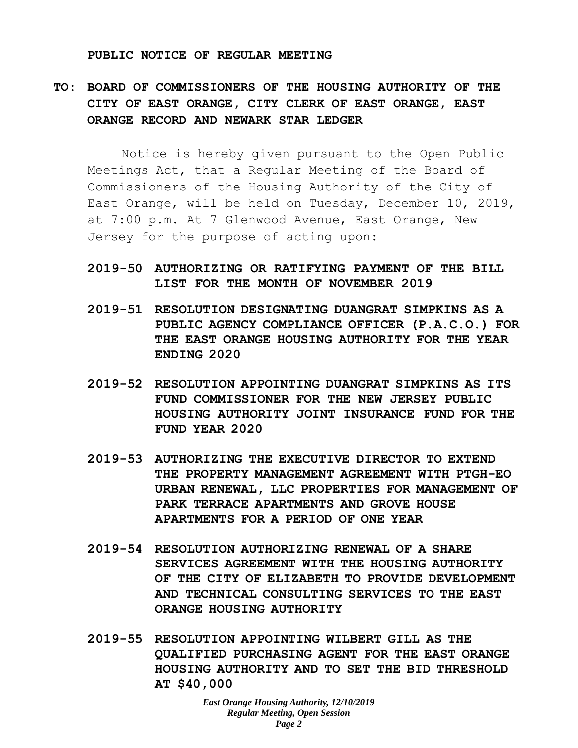**PUBLIC NOTICE OF REGULAR MEETING**

**TO: BOARD OF COMMISSIONERS OF THE HOUSING AUTHORITY OF THE CITY OF EAST ORANGE, CITY CLERK OF EAST ORANGE, EAST ORANGE RECORD AND NEWARK STAR LEDGER**

Notice is hereby given pursuant to the Open Public Meetings Act, that a Regular Meeting of the Board of Commissioners of the Housing Authority of the City of East Orange, will be held on Tuesday, December 10, 2019, at 7:00 p.m. At 7 Glenwood Avenue, East Orange, New Jersey for the purpose of acting upon:

**2019-50 AUTHORIZING OR RATIFYING PAYMENT OF THE BILL LIST FOR THE MONTH OF NOVEMBER 2019**

**2019-51 RESOLUTION DESIGNATING DUANGRAT SIMPKINS AS A PUBLIC AGENCY COMPLIANCE OFFICER (P.A.C.O.) FOR THE EAST ORANGE HOUSING AUTHORITY FOR THE YEAR ENDING 2020**

**2019-52 RESOLUTION APPOINTING DUANGRAT SIMPKINS AS ITS FUND COMMISSIONER FOR THE NEW JERSEY PUBLIC HOUSING AUTHORITY JOINT INSURANCE FUND FOR THE FUND YEAR 2020**

**2019-53 AUTHORIZING THE EXECUTIVE DIRECTOR TO EXTEND THE PROPERTY MANAGEMENT AGREEMENT WITH PTGH-EO URBAN RENEWAL, LLC PROPERTIES FOR MANAGEMENT OF PARK TERRACE APARTMENTS AND GROVE HOUSE APARTMENTS FOR A PERIOD OF ONE YEAR**

**2019-54 RESOLUTION AUTHORIZING RENEWAL OF A SHARE SERVICES AGREEMENT WITH THE HOUSING AUTHORITY OF THE CITY OF ELIZABETH TO PROVIDE DEVELOPMENT AND TECHNICAL CONSULTING SERVICES TO THE EAST ORANGE HOUSING AUTHORITY**

**2019-55 RESOLUTION APPOINTING WILBERT GILL AS THE QUALIFIED PURCHASING AGENT FOR THE EAST ORANGE HOUSING AUTHORITY AND TO SET THE BID THRESHOLD AT $40,000**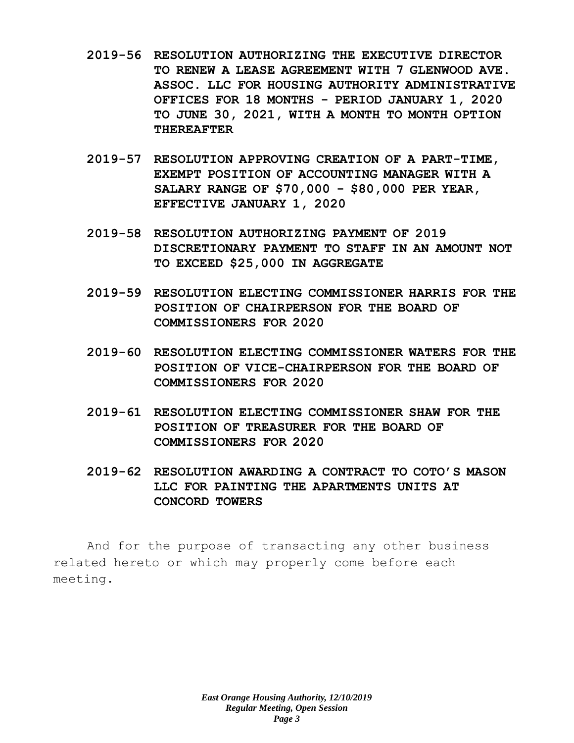**2019-56 RESOLUTION AUTHORIZING THE EXECUTIVE DIRECTOR TO RENEW A LEASE AGREEMENT WITH 7 GLENWOOD AVE. ASSOC. LLC FOR HOUSING AUTHORITY ADMINISTRATIVE OFFICES FOR 18 MONTHS - PERIOD JANUARY 1, 2020 TO JUNE 30, 2021, WITH A MONTH TO MONTH OPTION THEREAFTER**

**2019-57 RESOLUTION APPROVING CREATION OF A PART-TIME, EXEMPT POSITION OF ACCOUNTING MANAGER WITH A SALARY RANGE OF $70,000 - $80,000 PER YEAR, EFFECTIVE JANUARY 1, 2020**

**2019-58 RESOLUTION AUTHORIZING PAYMENT OF 2019 DISCRETIONARY PAYMENT TO STAFF IN AN AMOUNT NOT TO EXCEED $25,000 IN AGGREGATE**

**2019-59 RESOLUTION ELECTING COMMISSIONER HARRIS FOR THE POSITION OF CHAIRPERSON FOR THE BOARD OF COMMISSIONERS FOR 2020**

**2019-60 RESOLUTION ELECTING COMMISSIONER WATERS FOR THE POSITION OF VICE-CHAIRPERSON FOR THE BOARD OF COMMISSIONERS FOR 2020**

**2019-61 RESOLUTION ELECTING COMMISSIONER SHAW FOR THE POSITION OF TREASURER FOR THE BOARD OF COMMISSIONERS FOR 2020**

**2019-62 RESOLUTION AWARDING A CONTRACT TO COTO'S MASON LLC FOR PAINTING THE APARTMENTS UNITS AT CONCORD TOWERS**

And for the purpose of transacting any other business related hereto or which may properly come before each meeting.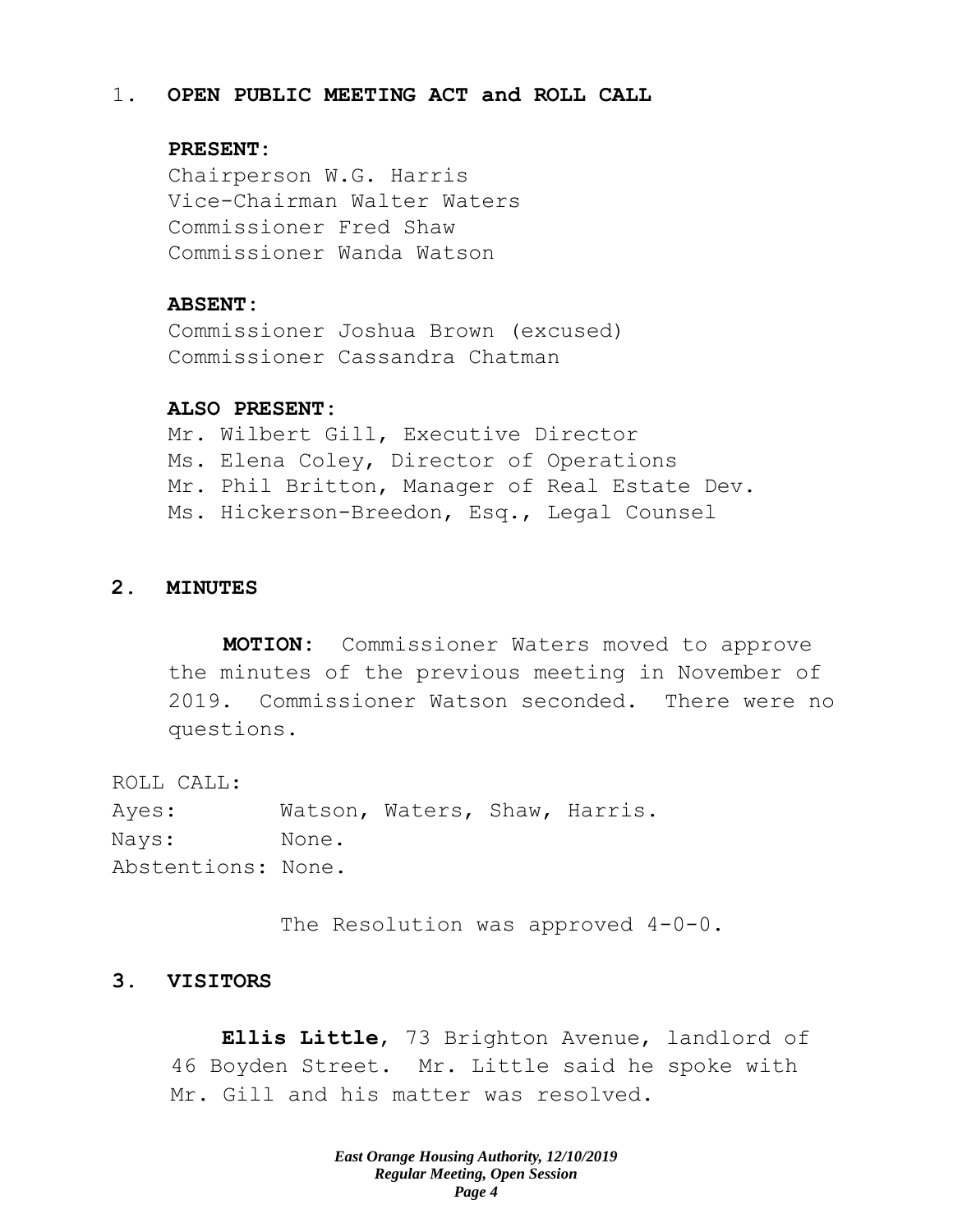## 1. OPEN PUBLIC MEETING ACT and ROLL CALL

**PRESENT:**

Chairperson W.G. Harris
Vice-Chairman Walter Waters
Commissioner Fred Shaw
Commissioner Wanda Watson

**ABSENT:**

Commissioner Joshua Brown (excused)
Commissioner Cassandra Chatman

**ALSO PRESENT:**

Mr. Wilbert Gill, Executive Director
Ms. Elena Coley, Director of Operations
Mr. Phil Britton, Manager of Real Estate Dev.
Ms. Hickerson-Breedon, Esq., Legal Counsel

## 2. MINUTES

**MOTION:** Commissioner Waters moved to approve the minutes of the previous meeting in November of 2019. Commissioner Watson seconded. There were no questions.

ROLL CALL:
Ayes: Watson, Waters, Shaw, Harris.
Nays: None.
Abstentions: None.

The Resolution was approved 4-0-0.

## 3. VISITORS

**Ellis Little**, 73 Brighton Avenue, landlord of 46 Boyden Street. Mr. Little said he spoke with Mr. Gill and his matter was resolved.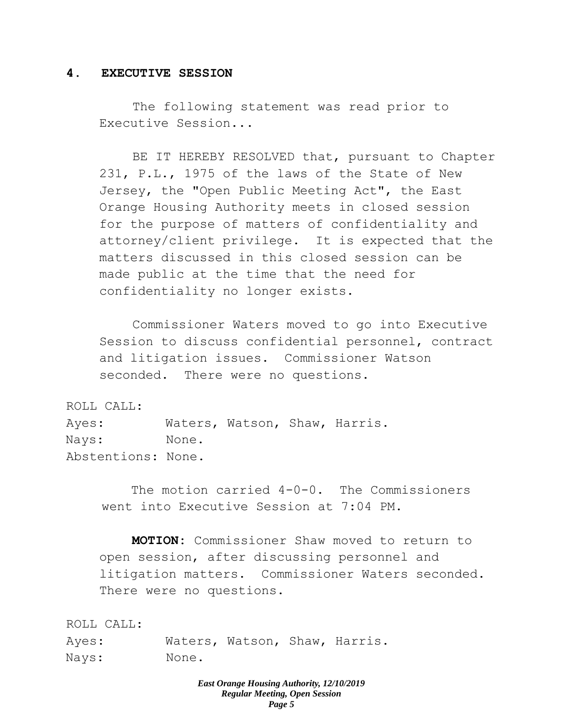## 4. EXECUTIVE SESSION

The following statement was read prior to Executive Session...

BE IT HEREBY RESOLVED that, pursuant to Chapter 231, P.L., 1975 of the laws of the State of New Jersey, the "Open Public Meeting Act", the East Orange Housing Authority meets in closed session for the purpose of matters of confidentiality and attorney/client privilege. It is expected that the matters discussed in this closed session can be made public at the time that the need for confidentiality no longer exists.

Commissioner Waters moved to go into Executive Session to discuss confidential personnel, contract and litigation issues. Commissioner Watson seconded. There were no questions.

ROLL CALL:
Ayes: Waters, Watson, Shaw, Harris.
Nays: None.
Abstentions: None.

The motion carried 4-0-0. The Commissioners went into Executive Session at 7:04 PM.

**MOTION**: Commissioner Shaw moved to return to open session, after discussing personnel and litigation matters. Commissioner Waters seconded. There were no questions.

ROLL CALL:
Ayes: Waters, Watson, Shaw, Harris.
Nays: None.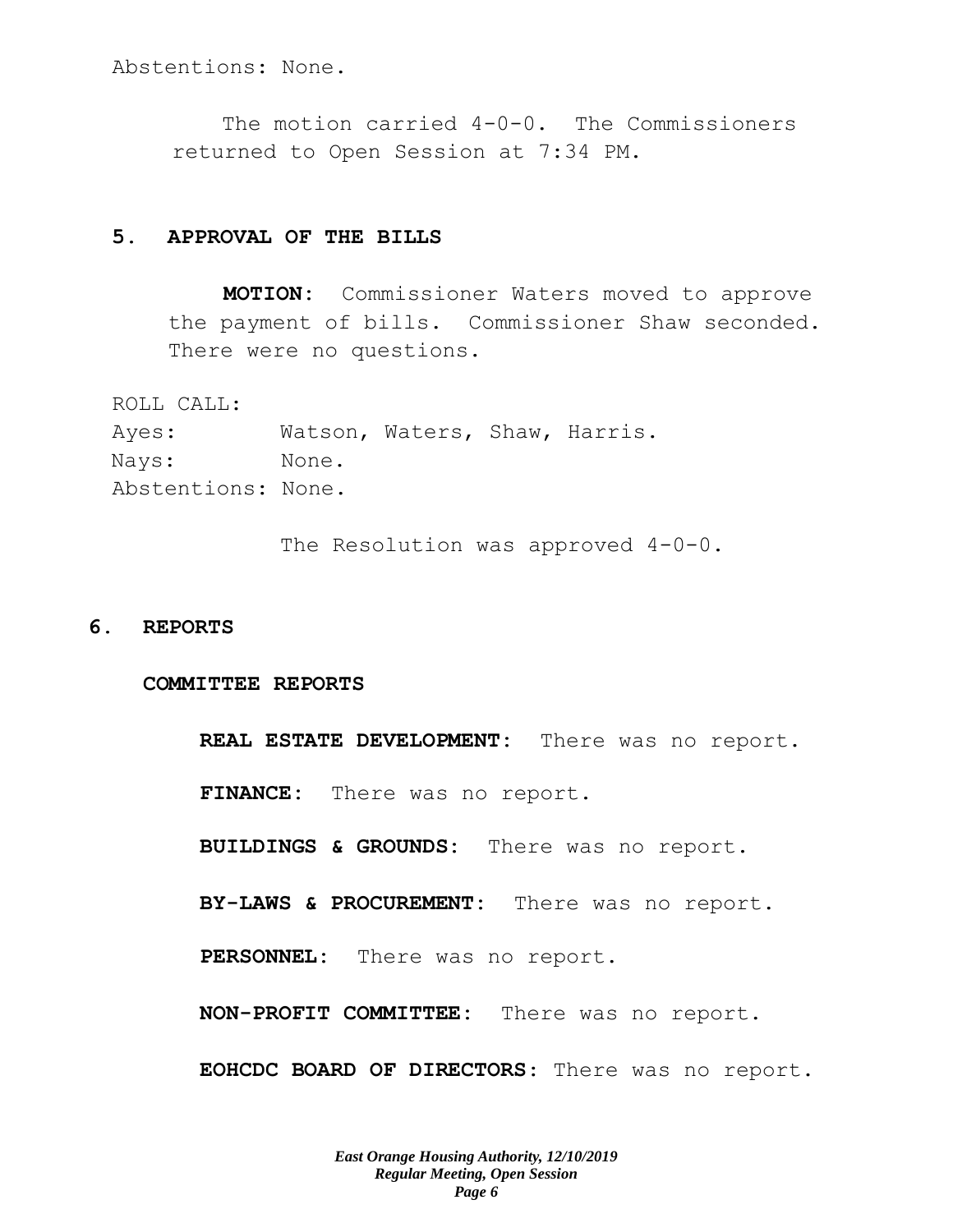Abstentions: None.

The motion carried 4-0-0. The Commissioners returned to Open Session at 7:34 PM.

## 5. APPROVAL OF THE BILLS

**MOTION:** Commissioner Waters moved to approve the payment of bills. Commissioner Shaw seconded. There were no questions.

ROLL CALL:
Ayes: Watson, Waters, Shaw, Harris.
Nays: None.
Abstentions: None.

The Resolution was approved 4-0-0.

## 6. REPORTS

### COMMITTEE REPORTS

**REAL ESTATE DEVELOPMENT:** There was no report.

**FINANCE:** There was no report.

**BUILDINGS & GROUNDS:** There was no report.

**BY-LAWS & PROCUREMENT:** There was no report.

**PERSONNEL:** There was no report.

**NON-PROFIT COMMITTEE:** There was no report.

**EOHCDC BOARD OF DIRECTORS:** There was no report.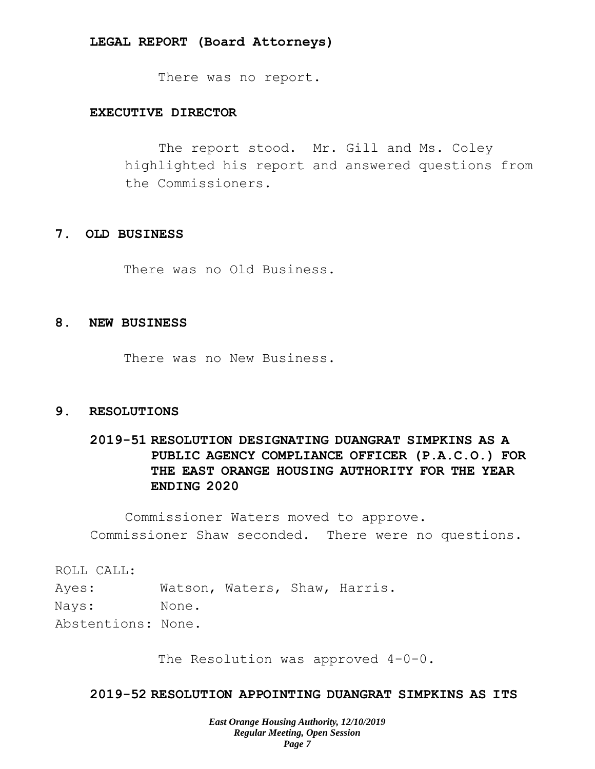**LEGAL REPORT (Board Attorneys)**

There was no report.

**EXECUTIVE DIRECTOR**

The report stood. Mr. Gill and Ms. Coley highlighted his report and answered questions from the Commissioners.

## 7. OLD BUSINESS

There was no Old Business.

## 8. NEW BUSINESS

There was no New Business.

## 9. RESOLUTIONS

### 2019-51 RESOLUTION DESIGNATING DUANGRAT SIMPKINS AS A PUBLIC AGENCY COMPLIANCE OFFICER (P.A.C.O.) FOR THE EAST ORANGE HOUSING AUTHORITY FOR THE YEAR ENDING 2020

Commissioner Waters moved to approve. Commissioner Shaw seconded. There were no questions.

ROLL CALL:
Ayes: Watson, Waters, Shaw, Harris.
Nays: None.
Abstentions: None.

The Resolution was approved 4-0-0.

### 2019-52 RESOLUTION APPOINTING DUANGRAT SIMPKINS AS ITS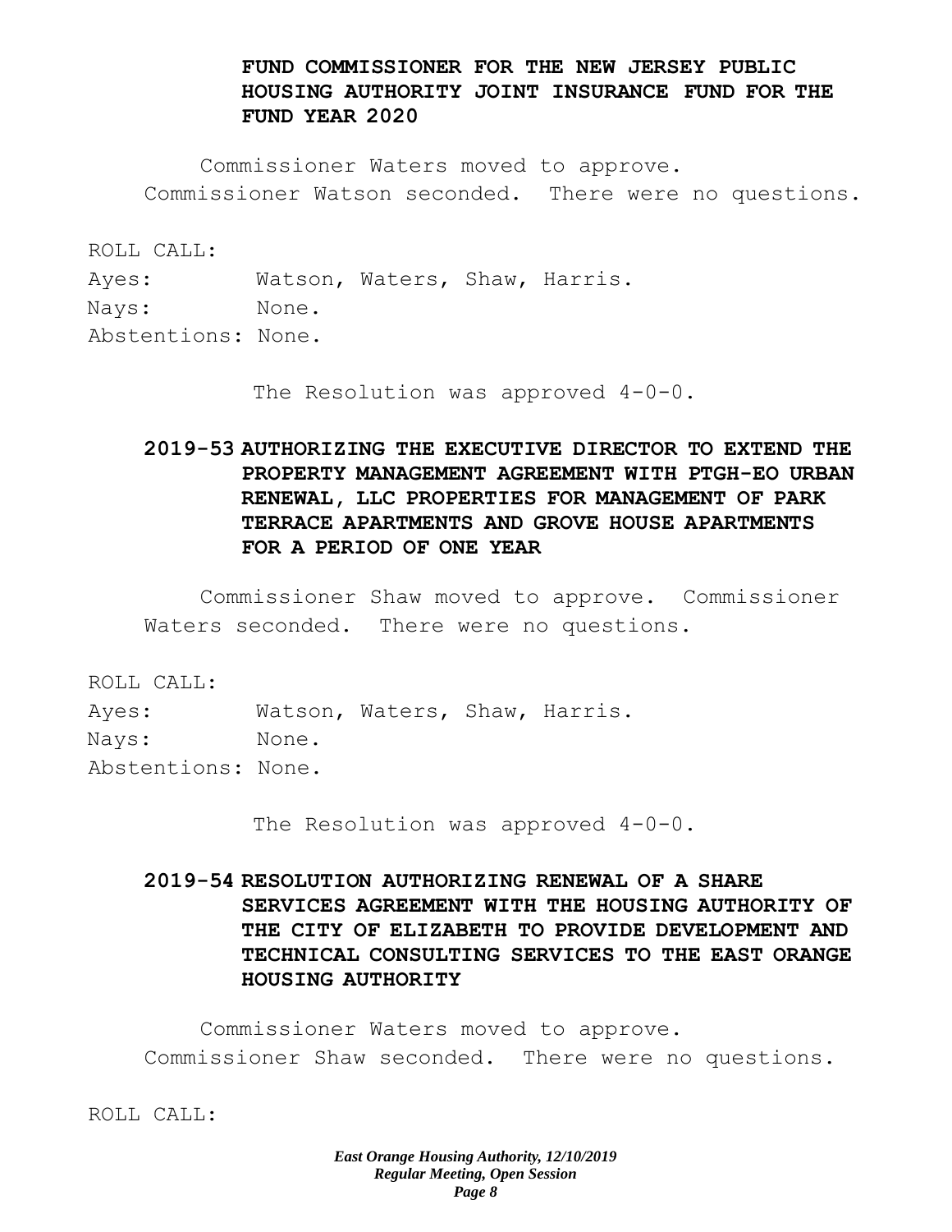**FUND COMMISSIONER FOR THE NEW JERSEY PUBLIC HOUSING AUTHORITY JOINT INSURANCE FUND FOR THE FUND YEAR 2020**

Commissioner Waters moved to approve. Commissioner Watson seconded. There were no questions.

ROLL CALL:
Ayes: Watson, Waters, Shaw, Harris.
Nays: None.
Abstentions: None.

The Resolution was approved 4-0-0.

**2019-53 AUTHORIZING THE EXECUTIVE DIRECTOR TO EXTEND THE PROPERTY MANAGEMENT AGREEMENT WITH PTGH-EO URBAN RENEWAL, LLC PROPERTIES FOR MANAGEMENT OF PARK TERRACE APARTMENTS AND GROVE HOUSE APARTMENTS FOR A PERIOD OF ONE YEAR**

Commissioner Shaw moved to approve. Commissioner Waters seconded. There were no questions.

ROLL CALL:
Ayes: Watson, Waters, Shaw, Harris.
Nays: None.
Abstentions: None.

The Resolution was approved 4-0-0.

**2019-54 RESOLUTION AUTHORIZING RENEWAL OF A SHARE SERVICES AGREEMENT WITH THE HOUSING AUTHORITY OF THE CITY OF ELIZABETH TO PROVIDE DEVELOPMENT AND TECHNICAL CONSULTING SERVICES TO THE EAST ORANGE HOUSING AUTHORITY**

Commissioner Waters moved to approve. Commissioner Shaw seconded. There were no questions.

ROLL CALL: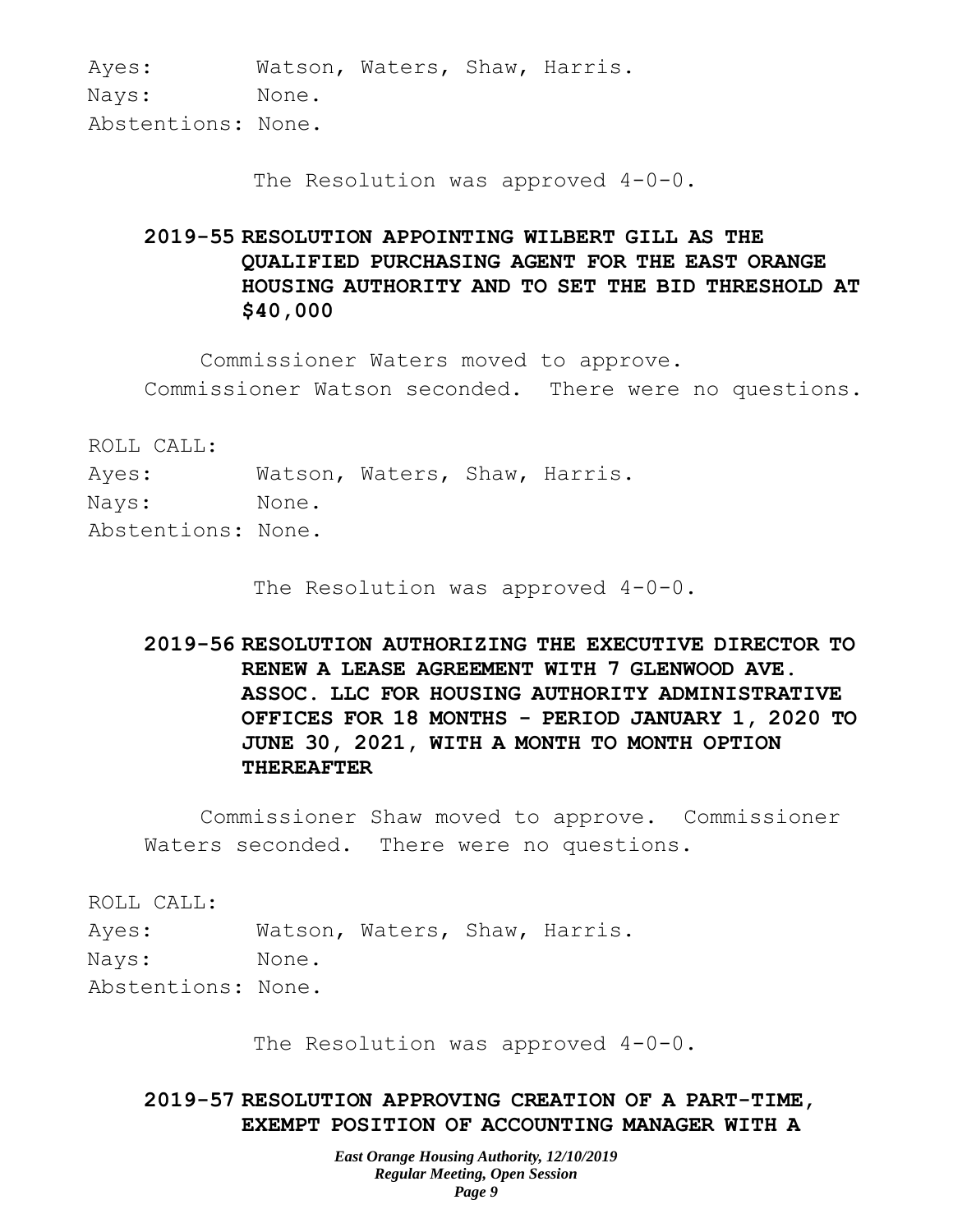Ayes: Watson, Waters, Shaw, Harris.
Nays: None.
Abstentions: None.

The Resolution was approved 4-0-0.

**2019-55 RESOLUTION APPOINTING WILBERT GILL AS THE QUALIFIED PURCHASING AGENT FOR THE EAST ORANGE HOUSING AUTHORITY AND TO SET THE BID THRESHOLD AT $40,000**

Commissioner Waters moved to approve. Commissioner Watson seconded. There were no questions.

ROLL CALL:
Ayes: Watson, Waters, Shaw, Harris.
Nays: None.
Abstentions: None.

The Resolution was approved 4-0-0.

**2019-56 RESOLUTION AUTHORIZING THE EXECUTIVE DIRECTOR TO RENEW A LEASE AGREEMENT WITH 7 GLENWOOD AVE. ASSOC. LLC FOR HOUSING AUTHORITY ADMINISTRATIVE OFFICES FOR 18 MONTHS - PERIOD JANUARY 1, 2020 TO JUNE 30, 2021, WITH A MONTH TO MONTH OPTION THEREAFTER**

Commissioner Shaw moved to approve. Commissioner Waters seconded. There were no questions.

ROLL CALL:
Ayes: Watson, Waters, Shaw, Harris.
Nays: None.
Abstentions: None.

The Resolution was approved 4-0-0.

**2019-57 RESOLUTION APPROVING CREATION OF A PART-TIME, EXEMPT POSITION OF ACCOUNTING MANAGER WITH A**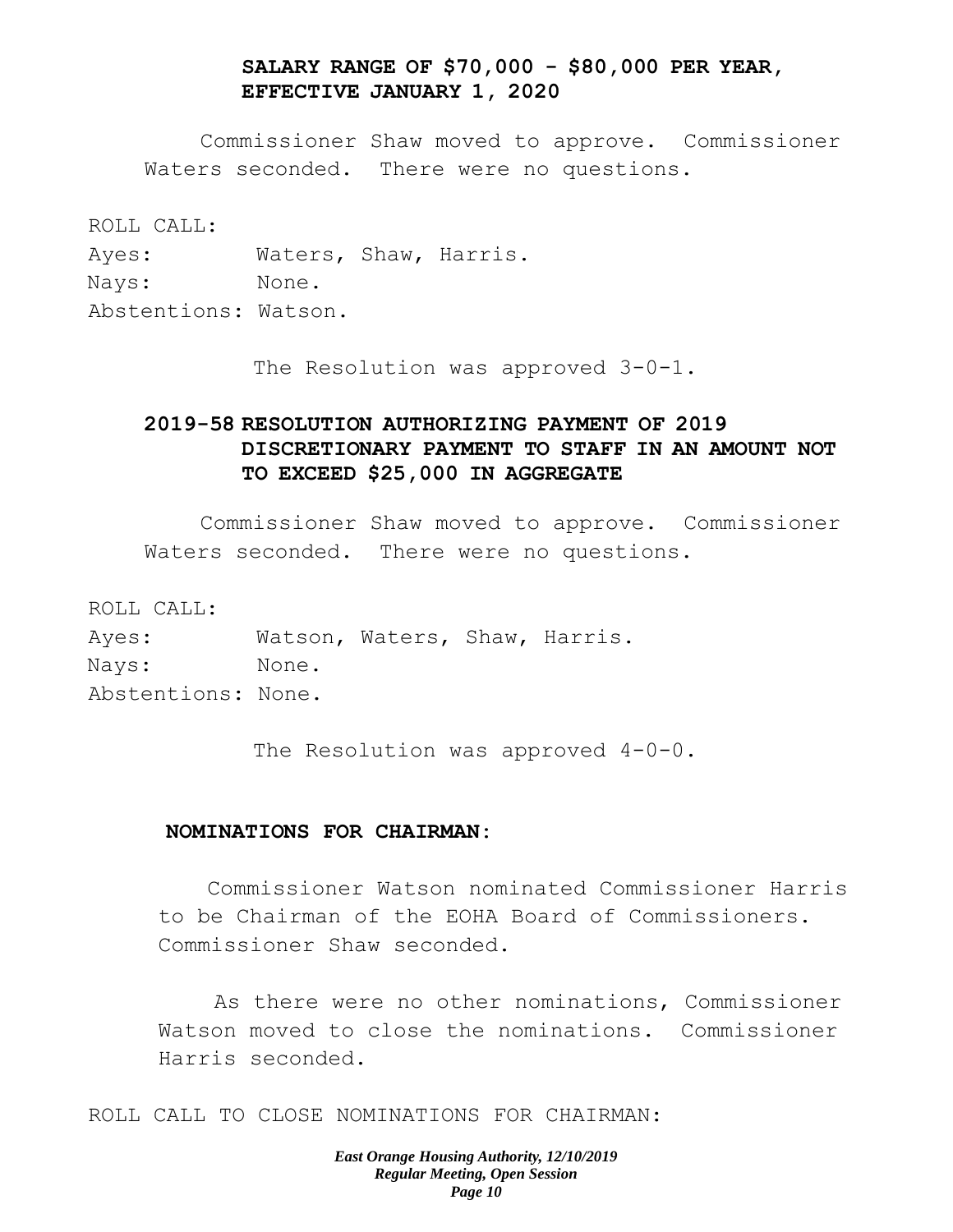**SALARY RANGE OF $70,000 - $80,000 PER YEAR, EFFECTIVE JANUARY 1, 2020**

Commissioner Shaw moved to approve. Commissioner Waters seconded. There were no questions.

ROLL CALL:
Ayes: Waters, Shaw, Harris.
Nays: None.
Abstentions: Watson.

The Resolution was approved 3-0-1.

**2019-58 RESOLUTION AUTHORIZING PAYMENT OF 2019 DISCRETIONARY PAYMENT TO STAFF IN AN AMOUNT NOT TO EXCEED $25,000 IN AGGREGATE**

Commissioner Shaw moved to approve. Commissioner Waters seconded. There were no questions.

ROLL CALL:
Ayes: Watson, Waters, Shaw, Harris.
Nays: None.
Abstentions: None.

The Resolution was approved 4-0-0.

**NOMINATIONS FOR CHAIRMAN:**

Commissioner Watson nominated Commissioner Harris to be Chairman of the EOHA Board of Commissioners. Commissioner Shaw seconded.

As there were no other nominations, Commissioner Watson moved to close the nominations. Commissioner Harris seconded.

ROLL CALL TO CLOSE NOMINATIONS FOR CHAIRMAN: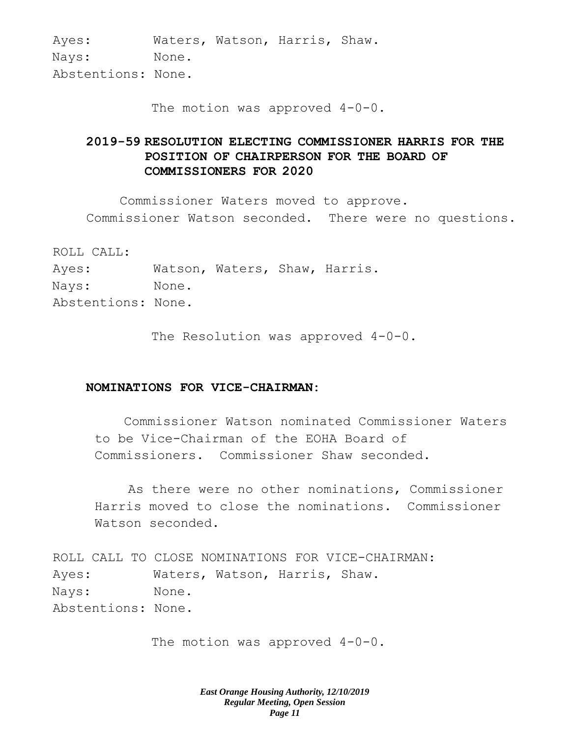Ayes: Waters, Watson, Harris, Shaw.
Nays: None.
Abstentions: None.

The motion was approved 4-0-0.

**2019-59 RESOLUTION ELECTING COMMISSIONER HARRIS FOR THE POSITION OF CHAIRPERSON FOR THE BOARD OF COMMISSIONERS FOR 2020**

Commissioner Waters moved to approve. Commissioner Watson seconded. There were no questions.

ROLL CALL:
Ayes: Watson, Waters, Shaw, Harris.
Nays: None.
Abstentions: None.

The Resolution was approved 4-0-0.

**NOMINATIONS FOR VICE-CHAIRMAN:**

Commissioner Watson nominated Commissioner Waters to be Vice-Chairman of the EOHA Board of Commissioners. Commissioner Shaw seconded.

As there were no other nominations, Commissioner Harris moved to close the nominations. Commissioner Watson seconded.

ROLL CALL TO CLOSE NOMINATIONS FOR VICE-CHAIRMAN:
Ayes: Waters, Watson, Harris, Shaw.
Nays: None.
Abstentions: None.

The motion was approved 4-0-0.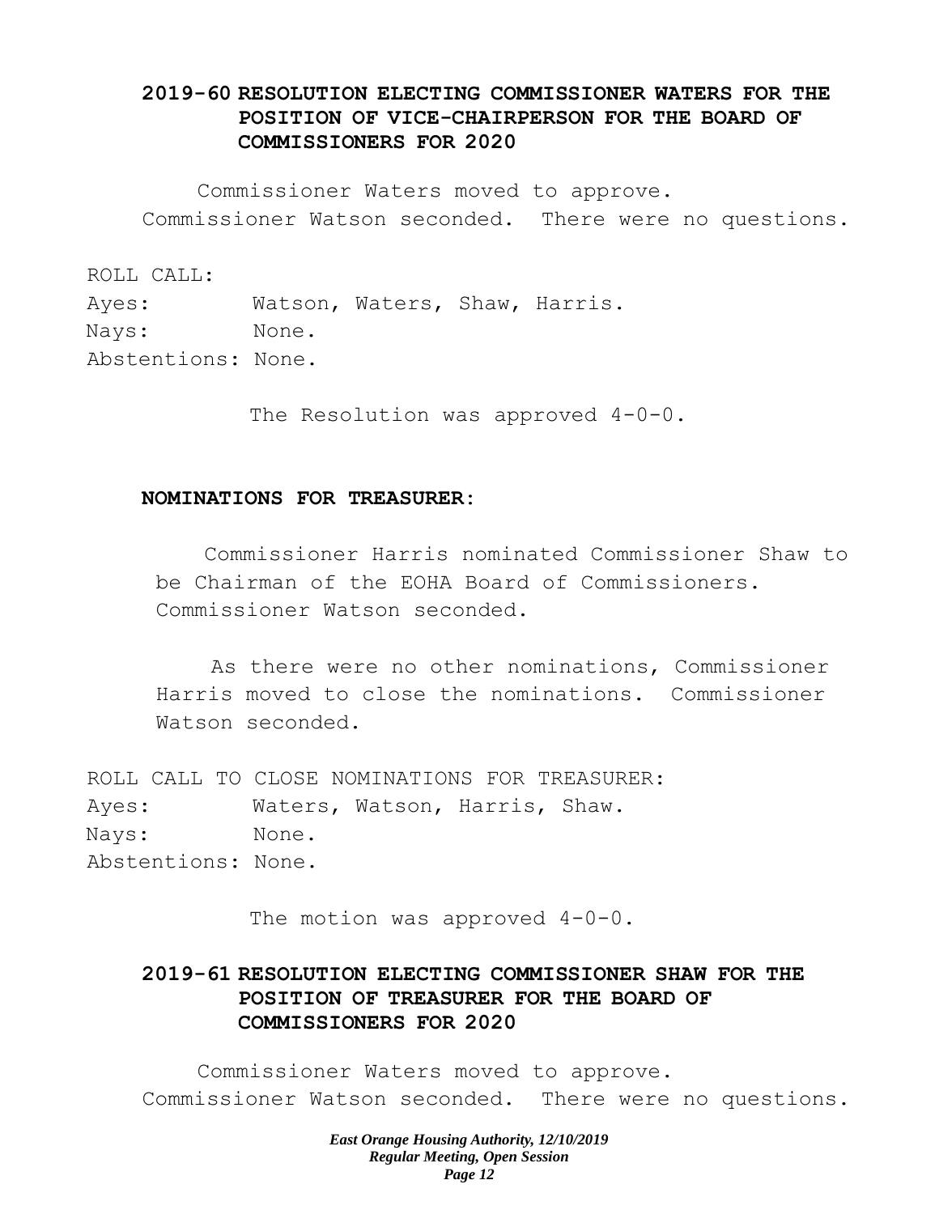**2019-60 RESOLUTION ELECTING COMMISSIONER WATERS FOR THE POSITION OF VICE-CHAIRPERSON FOR THE BOARD OF COMMISSIONERS FOR 2020**

Commissioner Waters moved to approve. Commissioner Watson seconded. There were no questions.

ROLL CALL:
Ayes: Watson, Waters, Shaw, Harris.
Nays: None.
Abstentions: None.

The Resolution was approved 4-0-0.

**NOMINATIONS FOR TREASURER:**

Commissioner Harris nominated Commissioner Shaw to be Chairman of the EOHA Board of Commissioners. Commissioner Watson seconded.

As there were no other nominations, Commissioner Harris moved to close the nominations. Commissioner Watson seconded.

ROLL CALL TO CLOSE NOMINATIONS FOR TREASURER:
Ayes: Waters, Watson, Harris, Shaw.
Nays: None.
Abstentions: None.

The motion was approved 4-0-0.

**2019-61 RESOLUTION ELECTING COMMISSIONER SHAW FOR THE POSITION OF TREASURER FOR THE BOARD OF COMMISSIONERS FOR 2020**

Commissioner Waters moved to approve. Commissioner Watson seconded. There were no questions.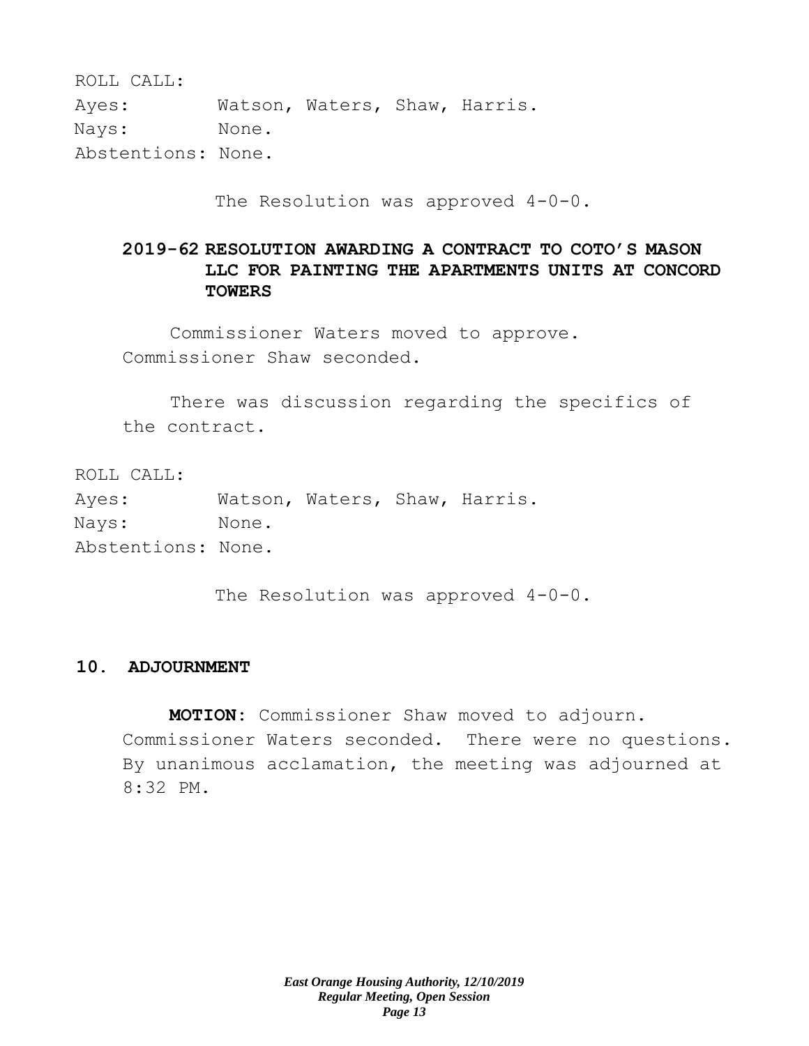ROLL CALL:
Ayes: Watson, Waters, Shaw, Harris.
Nays: None.
Abstentions: None.

The Resolution was approved 4-0-0.

**2019-62 RESOLUTION AWARDING A CONTRACT TO COTO'S MASON LLC FOR PAINTING THE APARTMENTS UNITS AT CONCORD TOWERS**

Commissioner Waters moved to approve. Commissioner Shaw seconded.

There was discussion regarding the specifics of the contract.

ROLL CALL:
Ayes: Watson, Waters, Shaw, Harris.
Nays: None.
Abstentions: None.

The Resolution was approved 4-0-0.

## 10. ADJOURNMENT

**MOTION:** Commissioner Shaw moved to adjourn. Commissioner Waters seconded. There were no questions. By unanimous acclamation, the meeting was adjourned at 8:32 PM.